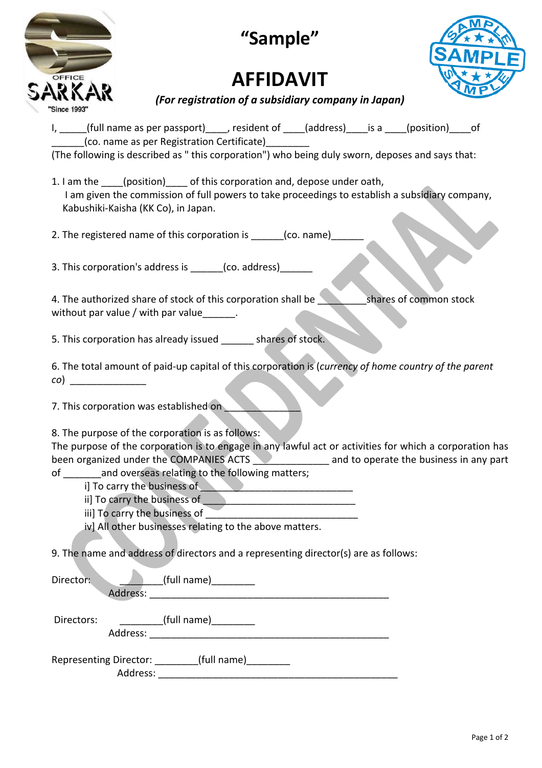# "Sample"

# AFFIDAVIT

***(For registration of a subsidiary company in Japan)***

I, _____(full name as per passport)____, resident of ____(address)____is a ____(position)____of ______(co. name as per Registration Certificate)________
(The following is described as " this corporation") who being duly sworn, deposes and says that:

1. I am the ____(position)____ of this corporation and, depose under oath,
   I am given the commission of full powers to take proceedings to establish a subsidiary company, Kabushiki-Kaisha (KK Co), in Japan.

2. The registered name of this corporation is ______(co. name)______

3. This corporation's address is ______(co. address)______

4. The authorized share of stock of this corporation shall be _________shares of common stock without par value / with par value______.

5. This corporation has already issued ______ shares of stock.

6. The total amount of paid-up capital of this corporation is (*currency of home country of the parent co*) ______________

7. This corporation was established on ______________

8. The purpose of the corporation is as follows:
The purpose of the corporation is to engage in any lawful act or activities for which a corporation has been organized under the COMPANIES ACTS _____________ and to operate the business in any part of _______and overseas relating to the following matters;
   i] To carry the business of ___________________________
   ii] To carry the business of ___________________________
   iii] To carry the business of ___________________________
   iv] All other businesses relating to the above matters.

9. The name and address of directors and a representing director(s) are as follows:

Director: ________(full name)________
Address: ____________________________________________

Directors: ________(full name)________
Address: ____________________________________________

Representing Director: ________(full name)________
Address: ____________________________________________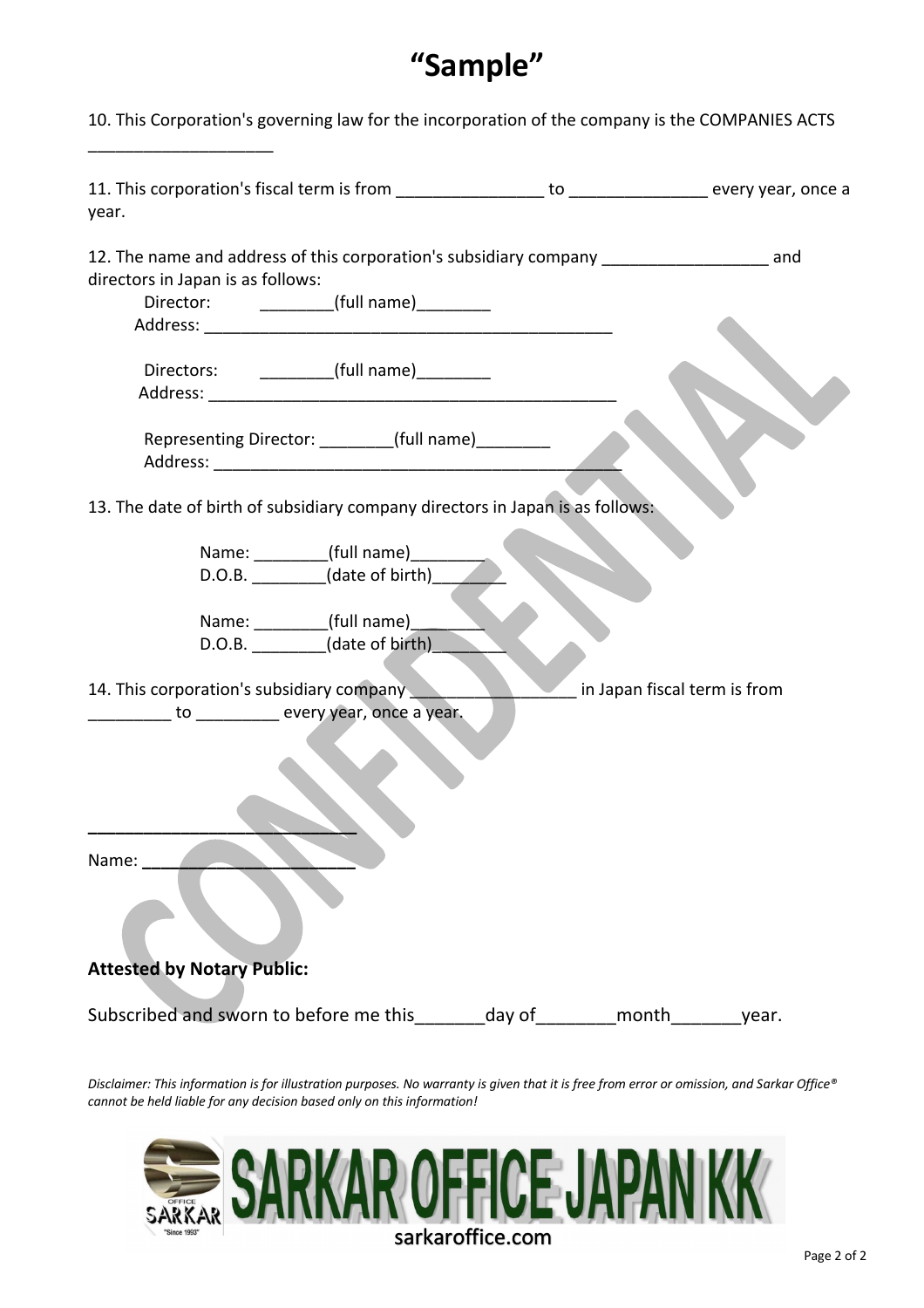# "Sample"

10. This Corporation's governing law for the incorporation of the company is the COMPANIES ACTS ____________________

11. This corporation's fiscal term is from ________________ to _______________ every year, once a year.

12. The name and address of this corporation's subsidiary company __________________ and directors in Japan is as follows:

Director: ________(full name)________
Address: ______________________________________________

Directors: ________(full name)________
Address: ______________________________________________

Representing Director: ________(full name)________
Address: ______________________________________________

13. The date of birth of subsidiary company directors in Japan is as follows:

Name: ________(full name)________
D.O.B. ________(date of birth)________

Name: ________(full name)________
D.O.B. ________(date of birth)________

14. This corporation's subsidiary company __________________ in Japan fiscal term is from _________ to _________ every year, once a year.

____________________________
Name: ______________________

**Attested by Notary Public:**

Subscribed and sworn to before me this_______day of________month_______year.

*Disclaimer: This information is for illustration purposes. No warranty is given that it is free from error or omission, and Sarkar Office® cannot be held liable for any decision based only on this information!*

SARKAR OFFICE JAPAN KK
sarkaroffice.com